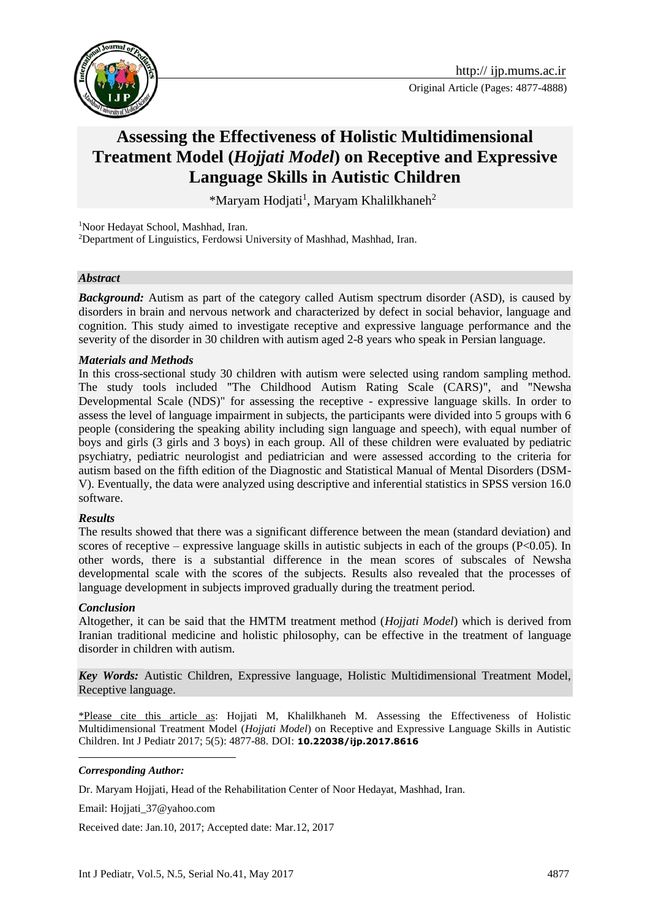Original Article (Pages: 4877-4888)

# Assessing the Effectiveness of Holistic Multidimensional Treatment Model (*Hojjati Model*) on Receptive and Expressive Language Skills in Autistic Children

*Maryam Hodjati[1], Maryam Khalilkhaneh[2]

[1]Noor Hedayat School, Mashhad, Iran.

[2]Department of Linguistics, Ferdowsi University of Mashhad, Mashhad, Iran.

### *Abstract*

***Background:*** Autism as part of the category called Autism spectrum disorder (ASD), is caused by disorders in brain and nervous network and characterized by defect in social behavior, language and cognition. This study aimed to investigate receptive and expressive language performance and the severity of the disorder in 30 children with autism aged 2-8 years who speak in Persian language.

***Materials and Methods***

In this cross-sectional study 30 children with autism were selected using random sampling method. The study tools included "The Childhood Autism Rating Scale (CARS)", and "Newsha Developmental Scale (NDS)" for assessing the receptive - expressive language skills. In order to assess the level of language impairment in subjects, the participants were divided into 5 groups with 6 people (considering the speaking ability including sign language and speech), with equal number of boys and girls (3 girls and 3 boys) in each group. All of these children were evaluated by pediatric psychiatry, pediatric neurologist and pediatrician and were assessed according to the criteria for autism based on the fifth edition of the Diagnostic and Statistical Manual of Mental Disorders (DSM-V). Eventually, the data were analyzed using descriptive and inferential statistics in SPSS version 16.0 software.

***Results***

The results showed that there was a significant difference between the mean (standard deviation) and scores of receptive – expressive language skills in autistic subjects in each of the groups ($P<0.05$). In other words, there is a substantial difference in the mean scores of subscales of Newsha developmental scale with the scores of the subjects. Results also revealed that the processes of language development in subjects improved gradually during the treatment period.

***Conclusion***

Altogether, it can be said that the HMTM treatment method (*Hojjati Model*) which is derived from Iranian traditional medicine and holistic philosophy, can be effective in the treatment of language disorder in children with autism.

***Key Words:*** Autistic Children, Expressive language, Holistic Multidimensional Treatment Model, Receptive language.

\*Please cite this article as: Hojjati M, Khalilkhaneh M. Assessing the Effectiveness of Holistic Multidimensional Treatment Model (*Hojjati Model*) on Receptive and Expressive Language Skills in Autistic Children. Int J Pediatr 2017; 5(5): 4877-88. DOI: **10.22038/ijp.2017.8616**

---

***Corresponding Author:***

Dr. Maryam Hojjati, Head of the Rehabilitation Center of Noor Hedayat, Mashhad, Iran.

Email: Hojjati_37@yahoo.com

Received date: Jan.10, 2017; Accepted date: Mar.12, 2017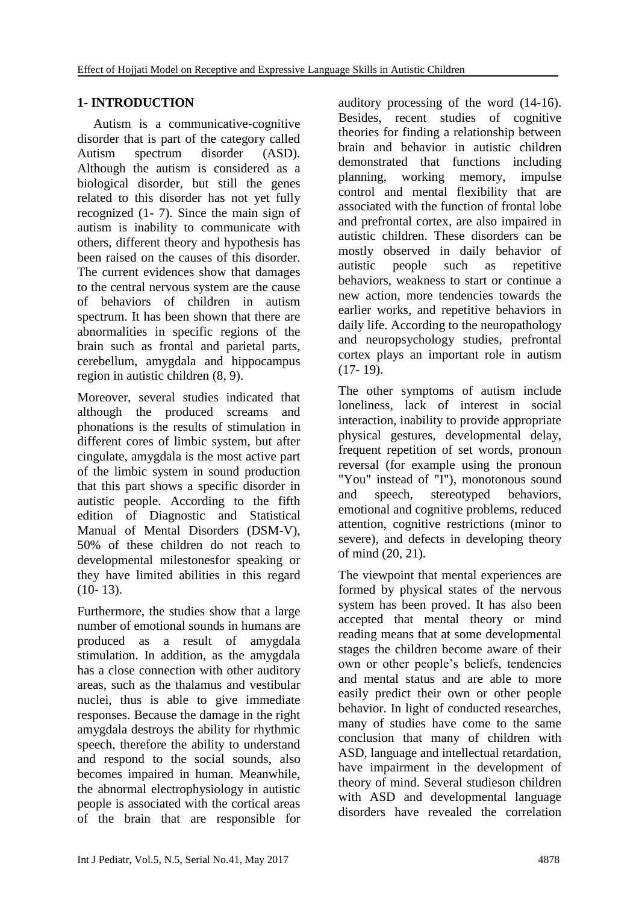## 1- INTRODUCTION

Autism is a communicative-cognitive disorder that is part of the category called Autism spectrum disorder (ASD). Although the autism is considered as a biological disorder, but still the genes related to this disorder has not yet fully recognized (1- 7). Since the main sign of autism is inability to communicate with others, different theory and hypothesis has been raised on the causes of this disorder. The current evidences show that damages to the central nervous system are the cause of behaviors of children in autism spectrum. It has been shown that there are abnormalities in specific regions of the brain such as frontal and parietal parts, cerebellum, amygdala and hippocampus region in autistic children (8, 9).

Moreover, several studies indicated that although the produced screams and phonations is the results of stimulation in different cores of limbic system, but after cingulate, amygdala is the most active part of the limbic system in sound production that this part shows a specific disorder in autistic people. According to the fifth edition of Diagnostic and Statistical Manual of Mental Disorders (DSM-V), 50% of these children do not reach to developmental milestonesfor speaking or they have limited abilities in this regard (10- 13).

Furthermore, the studies show that a large number of emotional sounds in humans are produced as a result of amygdala stimulation. In addition, as the amygdala has a close connection with other auditory areas, such as the thalamus and vestibular nuclei, thus is able to give immediate responses. Because the damage in the right amygdala destroys the ability for rhythmic speech, therefore the ability to understand and respond to the social sounds, also becomes impaired in human. Meanwhile, the abnormal electrophysiology in autistic people is associated with the cortical areas of the brain that are responsible for auditory processing of the word (14-16). Besides, recent studies of cognitive theories for finding a relationship between brain and behavior in autistic children demonstrated that functions including planning, working memory, impulse control and mental flexibility that are associated with the function of frontal lobe and prefrontal cortex, are also impaired in autistic children. These disorders can be mostly observed in daily behavior of autistic people such as repetitive behaviors, weakness to start or continue a new action, more tendencies towards the earlier works, and repetitive behaviors in daily life. According to the neuropathology and neuropsychology studies, prefrontal cortex plays an important role in autism (17- 19).

The other symptoms of autism include loneliness, lack of interest in social interaction, inability to provide appropriate physical gestures, developmental delay, frequent repetition of set words, pronoun reversal (for example using the pronoun "You" instead of "I"), monotonous sound and speech, stereotyped behaviors, emotional and cognitive problems, reduced attention, cognitive restrictions (minor to severe), and defects in developing theory of mind (20, 21).

The viewpoint that mental experiences are formed by physical states of the nervous system has been proved. It has also been accepted that mental theory or mind reading means that at some developmental stages the children become aware of their own or other people's beliefs, tendencies and mental status and are able to more easily predict their own or other people behavior. In light of conducted researches, many of studies have come to the same conclusion that many of children with ASD, language and intellectual retardation, have impairment in the development of theory of mind. Several studieson children with ASD and developmental language disorders have revealed the correlation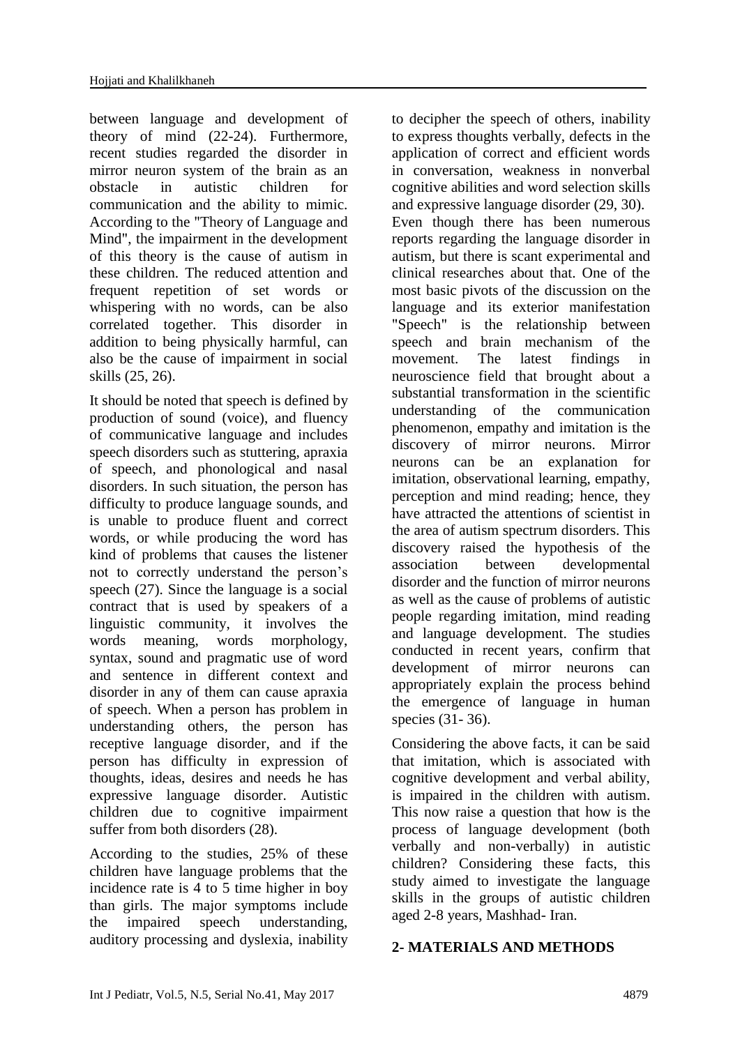between language and development of theory of mind (22-24). Furthermore, recent studies regarded the disorder in mirror neuron system of the brain as an obstacle in autistic children for communication and the ability to mimic. According to the "Theory of Language and Mind", the impairment in the development of this theory is the cause of autism in these children. The reduced attention and frequent repetition of set words or whispering with no words, can be also correlated together. This disorder in addition to being physically harmful, can also be the cause of impairment in social skills (25, 26).

It should be noted that speech is defined by production of sound (voice), and fluency of communicative language and includes speech disorders such as stuttering, apraxia of speech, and phonological and nasal disorders. In such situation, the person has difficulty to produce language sounds, and is unable to produce fluent and correct words, or while producing the word has kind of problems that causes the listener not to correctly understand the person's speech (27). Since the language is a social contract that is used by speakers of a linguistic community, it involves the words meaning, words morphology, syntax, sound and pragmatic use of word and sentence in different context and disorder in any of them can cause apraxia of speech. When a person has problem in understanding others, the person has receptive language disorder, and if the person has difficulty in expression of thoughts, ideas, desires and needs he has expressive language disorder. Autistic children due to cognitive impairment suffer from both disorders (28).

According to the studies, 25% of these children have language problems that the incidence rate is 4 to 5 time higher in boy than girls. The major symptoms include the impaired speech understanding, auditory processing and dyslexia, inability to decipher the speech of others, inability to express thoughts verbally, defects in the application of correct and efficient words in conversation, weakness in nonverbal cognitive abilities and word selection skills and expressive language disorder (29, 30).

Even though there has been numerous reports regarding the language disorder in autism, but there is scant experimental and clinical researches about that. One of the most basic pivots of the discussion on the language and its exterior manifestation "Speech" is the relationship between speech and brain mechanism of the movement. The latest findings in neuroscience field that brought about a substantial transformation in the scientific understanding of the communication phenomenon, empathy and imitation is the discovery of mirror neurons. Mirror neurons can be an explanation for imitation, observational learning, empathy, perception and mind reading; hence, they have attracted the attentions of scientist in the area of autism spectrum disorders. This discovery raised the hypothesis of the association between developmental disorder and the function of mirror neurons as well as the cause of problems of autistic people regarding imitation, mind reading and language development. The studies conducted in recent years, confirm that development of mirror neurons can appropriately explain the process behind the emergence of language in human species (31- 36).

Considering the above facts, it can be said that imitation, which is associated with cognitive development and verbal ability, is impaired in the children with autism. This now raise a question that how is the process of language development (both verbally and non-verbally) in autistic children? Considering these facts, this study aimed to investigate the language skills in the groups of autistic children aged 2-8 years, Mashhad- Iran.

## 2- MATERIALS AND METHODS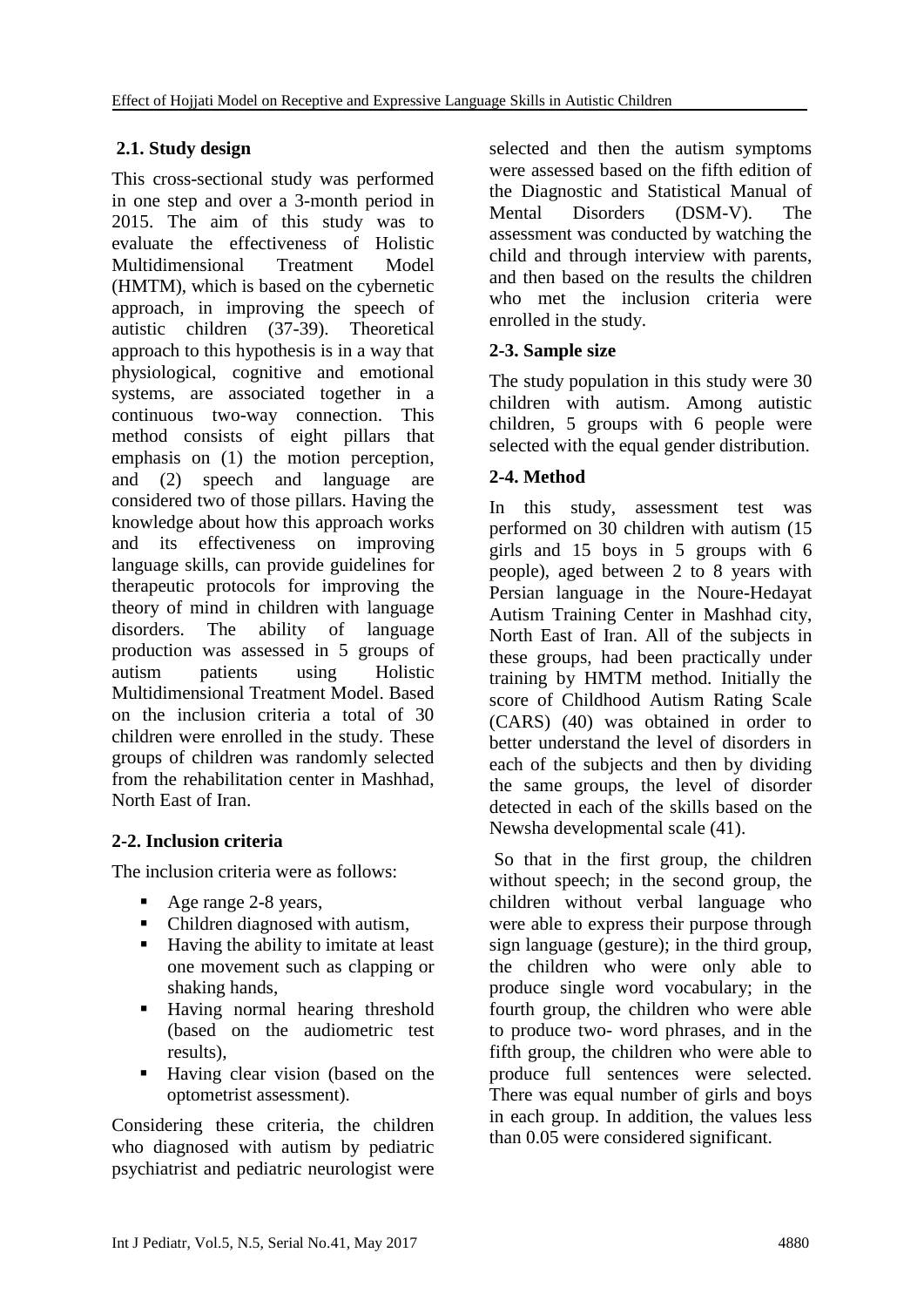### 2.1. Study design

This cross-sectional study was performed in one step and over a 3-month period in 2015. The aim of this study was to evaluate the effectiveness of Holistic Multidimensional Treatment Model (HMTM), which is based on the cybernetic approach, in improving the speech of autistic children (37-39). Theoretical approach to this hypothesis is in a way that physiological, cognitive and emotional systems, are associated together in a continuous two-way connection. This method consists of eight pillars that emphasis on (1) the motion perception, and (2) speech and language are considered two of those pillars. Having the knowledge about how this approach works and its effectiveness on improving language skills, can provide guidelines for therapeutic protocols for improving the theory of mind in children with language disorders. The ability of language production was assessed in 5 groups of autism patients using Holistic Multidimensional Treatment Model. Based on the inclusion criteria a total of 30 children were enrolled in the study. These groups of children was randomly selected from the rehabilitation center in Mashhad, North East of Iran.

### 2-2. Inclusion criteria

The inclusion criteria were as follows:

- Age range 2-8 years,
- Children diagnosed with autism,
- Having the ability to imitate at least one movement such as clapping or shaking hands,
- Having normal hearing threshold (based on the audiometric test results),
- Having clear vision (based on the optometrist assessment).

Considering these criteria, the children who diagnosed with autism by pediatric psychiatrist and pediatric neurologist were selected and then the autism symptoms were assessed based on the fifth edition of the Diagnostic and Statistical Manual of Mental Disorders (DSM-V). The assessment was conducted by watching the child and through interview with parents, and then based on the results the children who met the inclusion criteria were enrolled in the study.

### 2-3. Sample size

The study population in this study were 30 children with autism. Among autistic children, 5 groups with 6 people were selected with the equal gender distribution.

### 2-4. Method

In this study, assessment test was performed on 30 children with autism (15 girls and 15 boys in 5 groups with 6 people), aged between 2 to 8 years with Persian language in the Noure-Hedayat Autism Training Center in Mashhad city, North East of Iran. All of the subjects in these groups, had been practically under training by HMTM method. Initially the score of Childhood Autism Rating Scale (CARS) (40) was obtained in order to better understand the level of disorders in each of the subjects and then by dividing the same groups, the level of disorder detected in each of the skills based on the Newsha developmental scale (41).

So that in the first group, the children without speech; in the second group, the children without verbal language who were able to express their purpose through sign language (gesture); in the third group, the children who were only able to produce single word vocabulary; in the fourth group, the children who were able to produce two- word phrases, and in the fifth group, the children who were able to produce full sentences were selected. There was equal number of girls and boys in each group. In addition, the values less than 0.05 were considered significant.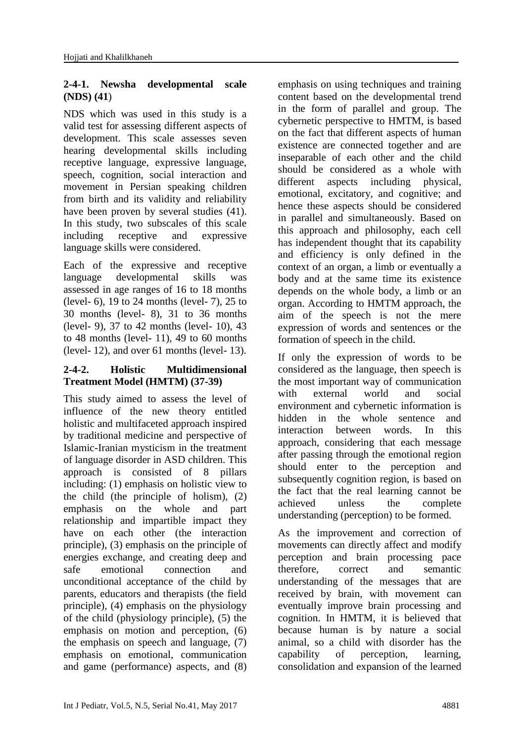#### 2-4-1. Newsha developmental scale (NDS) (41)

NDS which was used in this study is a valid test for assessing different aspects of development. This scale assesses seven hearing developmental skills including receptive language, expressive language, speech, cognition, social interaction and movement in Persian speaking children from birth and its validity and reliability have been proven by several studies (41). In this study, two subscales of this scale including receptive and expressive language skills were considered.

Each of the expressive and receptive language developmental skills was assessed in age ranges of 16 to 18 months (level- 6), 19 to 24 months (level- 7), 25 to 30 months (level- 8), 31 to 36 months (level- 9), 37 to 42 months (level- 10), 43 to 48 months (level- 11), 49 to 60 months (level- 12), and over 61 months (level- 13).

#### 2-4-2. Holistic Multidimensional Treatment Model (HMTM) (37-39)

This study aimed to assess the level of influence of the new theory entitled holistic and multifaceted approach inspired by traditional medicine and perspective of Islamic-Iranian mysticism in the treatment of language disorder in ASD children. This approach is consisted of 8 pillars including: (1) emphasis on holistic view to the child (the principle of holism), (2) emphasis on the whole and part relationship and impartible impact they have on each other (the interaction principle), (3) emphasis on the principle of energies exchange, and creating deep and safe emotional connection and unconditional acceptance of the child by parents, educators and therapists (the field principle), (4) emphasis on the physiology of the child (physiology principle), (5) the emphasis on motion and perception, (6) the emphasis on speech and language, (7) emphasis on emotional, communication and game (performance) aspects, and (8) emphasis on using techniques and training content based on the developmental trend in the form of parallel and group. The cybernetic perspective to HMTM, is based on the fact that different aspects of human existence are connected together and are inseparable of each other and the child should be considered as a whole with different aspects including physical, emotional, excitatory, and cognitive; and hence these aspects should be considered in parallel and simultaneously. Based on this approach and philosophy, each cell has independent thought that its capability and efficiency is only defined in the context of an organ, a limb or eventually a body and at the same time its existence depends on the whole body, a limb or an organ. According to HMTM approach, the aim of the speech is not the mere expression of words and sentences or the formation of speech in the child.

If only the expression of words to be considered as the language, then speech is the most important way of communication with external world and social environment and cybernetic information is hidden in the whole sentence and interaction between words. In this approach, considering that each message after passing through the emotional region should enter to the perception and subsequently cognition region, is based on the fact that the real learning cannot be achieved unless the complete understanding (perception) to be formed.

As the improvement and correction of movements can directly affect and modify perception and brain processing pace therefore, correct and semantic understanding of the messages that are received by brain, with movement can eventually improve brain processing and cognition. In HMTM, it is believed that because human is by nature a social animal, so a child with disorder has the capability of perception, learning, consolidation and expansion of the learned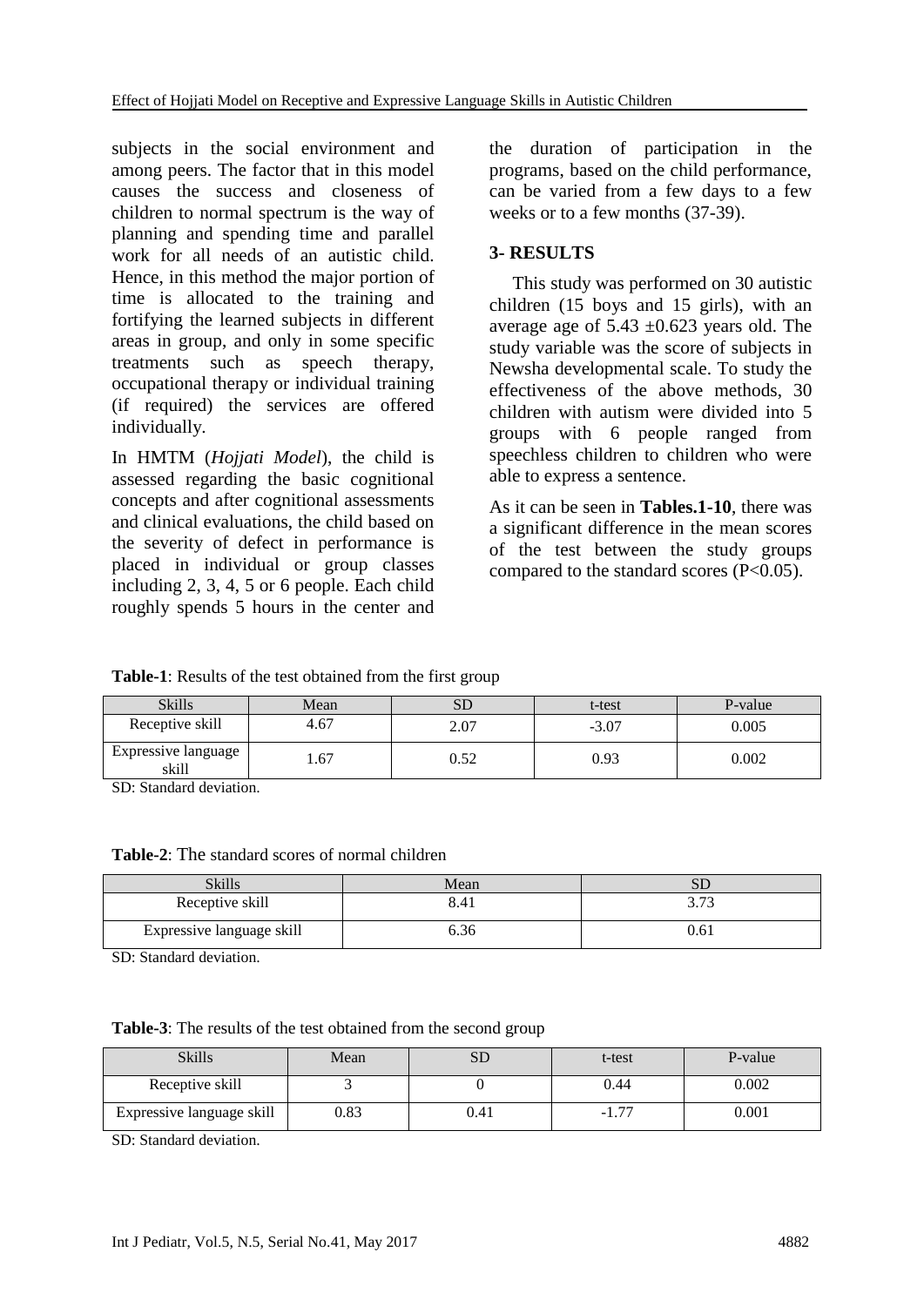subjects in the social environment and among peers. The factor that in this model causes the success and closeness of children to normal spectrum is the way of planning and spending time and parallel work for all needs of an autistic child. Hence, in this method the major portion of time is allocated to the training and fortifying the learned subjects in different areas in group, and only in some specific treatments such as speech therapy, occupational therapy or individual training (if required) the services are offered individually.

In HMTM (*Hojjati Model*), the child is assessed regarding the basic cognitional concepts and after cognitional assessments and clinical evaluations, the child based on the severity of defect in performance is placed in individual or group classes including 2, 3, 4, 5 or 6 people. Each child roughly spends 5 hours in the center and the duration of participation in the programs, based on the child performance, can be varied from a few days to a few weeks or to a few months (37-39).

## 3- RESULTS

This study was performed on 30 autistic children (15 boys and 15 girls), with an average age of 5.43 ±0.623 years old. The study variable was the score of subjects in Newsha developmental scale. To study the effectiveness of the above methods, 30 children with autism were divided into 5 groups with 6 people ranged from speechless children to children who were able to express a sentence.

As it can be seen in **Tables.1-10**, there was a significant difference in the mean scores of the test between the study groups compared to the standard scores ($P<0.05$).

**Table-1**: Results of the test obtained from the first group

| Skills | Mean | SD | t-test | P-value |
|---|---|---|---|---|
| Receptive skill | 4.67 | 2.07 | -3.07 | 0.005 |
| Expressive language skill | 1.67 | 0.52 | 0.93 | 0.002 |

SD: Standard deviation.

**Table-2**: The standard scores of normal children

| Skills | Mean | SD |
|---|---|---|
| Receptive skill | 8.41 | 3.73 |
| Expressive language skill | 6.36 | 0.61 |

SD: Standard deviation.

**Table-3**: The results of the test obtained from the second group

| Skills | Mean | SD | t-test | P-value |
|---|---|---|---|---|
| Receptive skill | 3 | 0 | 0.44 | 0.002 |
| Expressive language skill | 0.83 | 0.41 | -1.77 | 0.001 |

SD: Standard deviation.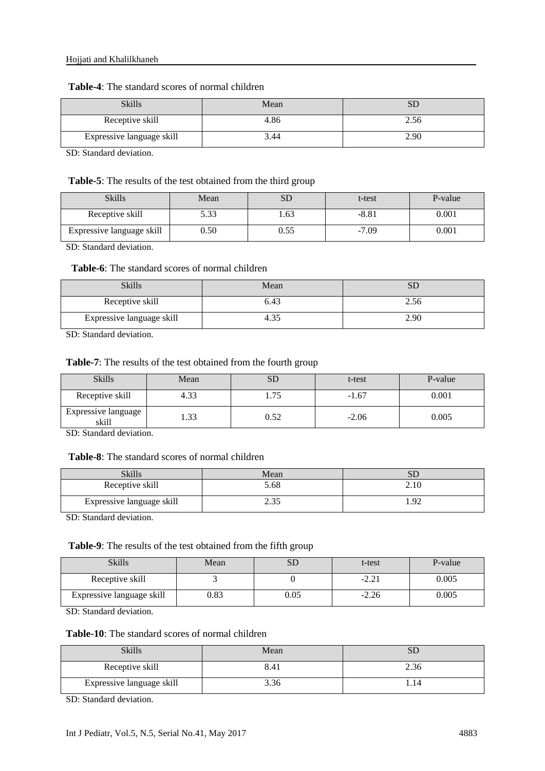**Table-4**: The standard scores of normal children

| Skills | Mean | SD |
|---|---|---|
| Receptive skill | 4.86 | 2.56 |
| Expressive language skill | 3.44 | 2.90 |

SD: Standard deviation.

**Table-5**: The results of the test obtained from the third group

| Skills | Mean | SD | t-test | P-value |
|---|---|---|---|---|
| Receptive skill | 5.33 | 1.63 | -8.81 | 0.001 |
| Expressive language skill | 0.50 | 0.55 | -7.09 | 0.001 |

SD: Standard deviation.

**Table-6**: The standard scores of normal children

| Skills | Mean | SD |
|---|---|---|
| Receptive skill | 6.43 | 2.56 |
| Expressive language skill | 4.35 | 2.90 |

SD: Standard deviation.

**Table-7**: The results of the test obtained from the fourth group

| Skills | Mean | SD | t-test | P-value |
|---|---|---|---|---|
| Receptive skill | 4.33 | 1.75 | -1.67 | 0.001 |
| Expressive language skill | 1.33 | 0.52 | -2.06 | 0.005 |

SD: Standard deviation.

**Table-8**: The standard scores of normal children

| Skills | Mean | SD |
|---|---|---|
| Receptive skill | 5.68 | 2.10 |
| Expressive language skill | 2.35 | 1.92 |

SD: Standard deviation.

**Table-9**: The results of the test obtained from the fifth group

| Skills | Mean | SD | t-test | P-value |
|---|---|---|---|---|
| Receptive skill | 3 | 0 | -2.21 | 0.005 |
| Expressive language skill | 0.83 | 0.05 | -2.26 | 0.005 |

SD: Standard deviation.

**Table-10**: The standard scores of normal children

| Skills | Mean | SD |
|---|---|---|
| Receptive skill | 8.41 | 2.36 |
| Expressive language skill | 3.36 | 1.14 |

SD: Standard deviation.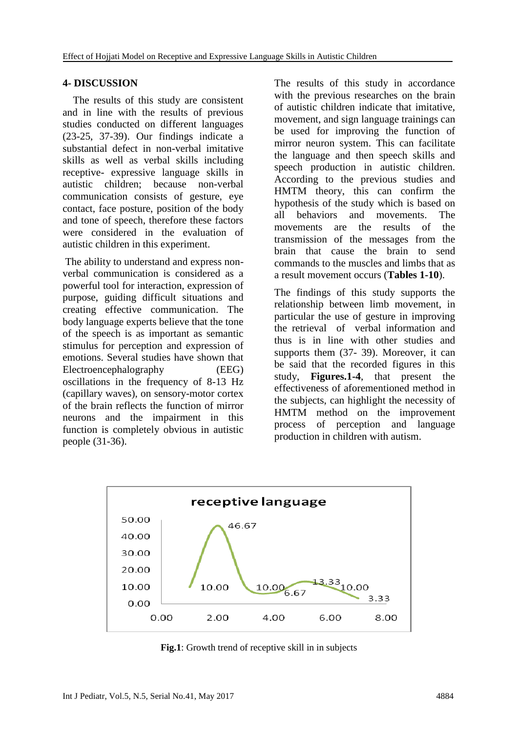## 4- DISCUSSION

The results of this study are consistent and in line with the results of previous studies conducted on different languages (23-25, 37-39). Our findings indicate a substantial defect in non-verbal imitative skills as well as verbal skills including receptive- expressive language skills in autistic children; because non-verbal communication consists of gesture, eye contact, face posture, position of the body and tone of speech, therefore these factors were considered in the evaluation of autistic children in this experiment.

The ability to understand and express non-verbal communication is considered as a powerful tool for interaction, expression of purpose, guiding difficult situations and creating effective communication. The body language experts believe that the tone of the speech is as important as semantic stimulus for perception and expression of emotions. Several studies have shown that Electroencephalography (EEG) oscillations in the frequency of 8-13 Hz (capillary waves), on sensory-motor cortex of the brain reflects the function of mirror neurons and the impairment in this function is completely obvious in autistic people (31-36).

The results of this study in accordance with the previous researches on the brain of autistic children indicate that imitative, movement, and sign language trainings can be used for improving the function of mirror neuron system. This can facilitate the language and then speech skills and speech production in autistic children. According to the previous studies and HMTM theory, this can confirm the hypothesis of the study which is based on all behaviors and movements. The movements are the results of the transmission of the messages from the brain that cause the brain to send commands to the muscles and limbs that as a result movement occurs (**Tables 1-10**).

The findings of this study supports the relationship between limb movement, in particular the use of gesture in improving the retrieval of verbal information and thus is in line with other studies and supports them (37- 39). Moreover, it can be said that the recorded figures in this study, **Figures.1-4**, that present the effectiveness of aforementioned method in the subjects, can highlight the necessity of HMTM method on the improvement process of perception and language production in children with autism.

**Fig.1**: Growth trend of receptive skill in in subjects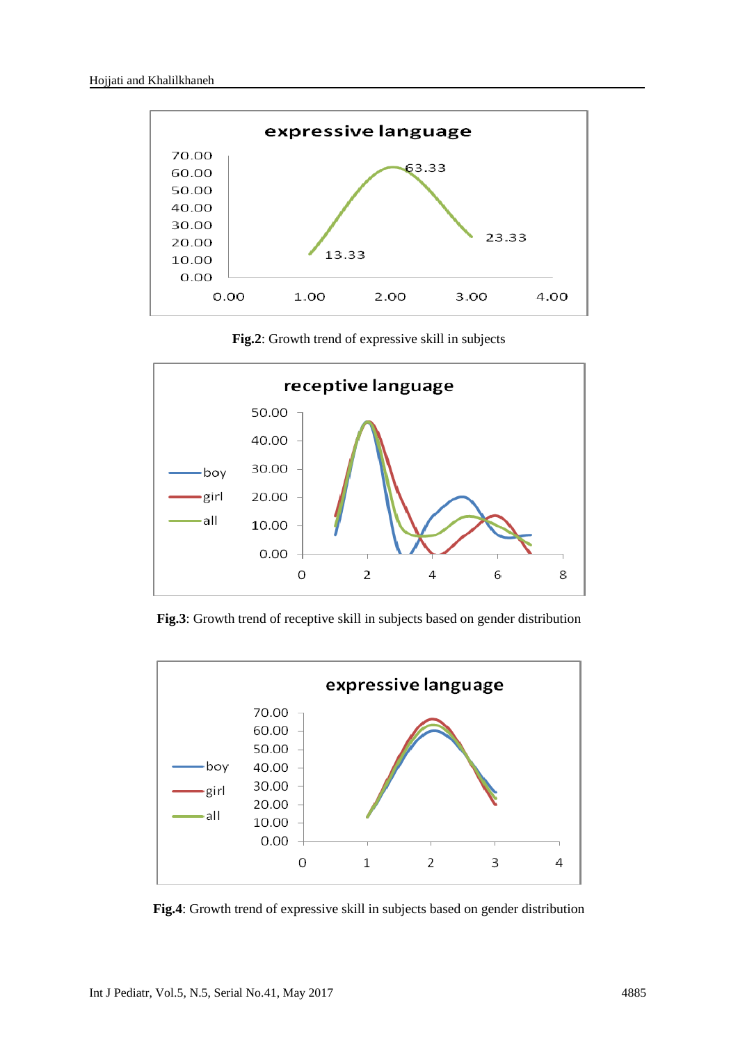**Fig.2**: Growth trend of expressive skill in subjects

**Fig.3**: Growth trend of receptive skill in subjects based on gender distribution

**Fig.4**: Growth trend of expressive skill in subjects based on gender distribution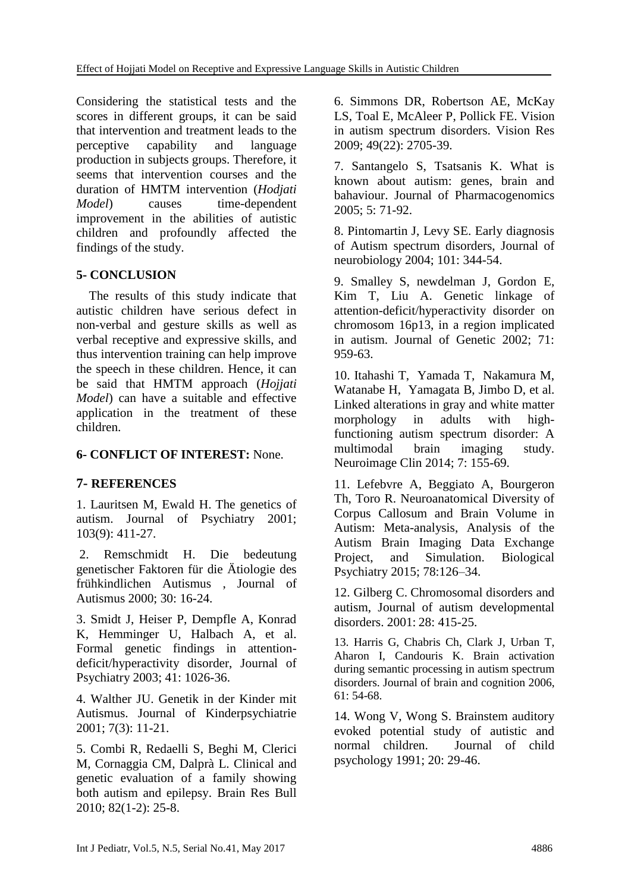Considering the statistical tests and the scores in different groups, it can be said that intervention and treatment leads to the perceptive capability and language production in subjects groups. Therefore, it seems that intervention courses and the duration of HMTM intervention (*Hodjati Model*) causes time-dependent improvement in the abilities of autistic children and profoundly affected the findings of the study.

## 5- CONCLUSION

The results of this study indicate that autistic children have serious defect in non-verbal and gesture skills as well as verbal receptive and expressive skills, and thus intervention training can help improve the speech in these children. Hence, it can be said that HMTM approach (*Hojjati Model*) can have a suitable and effective application in the treatment of these children.

## 6- CONFLICT OF INTEREST: None.

## 7- REFERENCES

1. Lauritsen M, Ewald H. The genetics of autism. Journal of Psychiatry 2001; 103(9): 411-27.

2. Remschmidt H. Die bedeutung genetischer Faktoren für die Ätiologie des frühkindlichen Autismus , Journal of Autismus 2000; 30: 16-24.

3. Smidt J, Heiser P, Dempfle A, Konrad K, Hemminger U, Halbach A, et al. Formal genetic findings in attention-deficit/hyperactivity disorder, Journal of Psychiatry 2003; 41: 1026-36.

4. Walther JU. Genetik in der Kinder mit Autismus. Journal of Kinderpsychiatrie 2001; 7(3): 11-21.

5. Combi R, Redaelli S, Beghi M, Clerici M, Cornaggia CM, Dalprà L. Clinical and genetic evaluation of a family showing both autism and epilepsy. Brain Res Bull 2010; 82(1-2): 25-8.

6. Simmons DR, Robertson AE, McKay LS, Toal E, McAleer P, Pollick FE. Vision in autism spectrum disorders. Vision Res 2009; 49(22): 2705-39.

7. Santangelo S, Tsatsanis K. What is known about autism: genes, brain and bahaviour. Journal of Pharmacogenomics 2005; 5: 71-92.

8. Pintomartin J, Levy SE. Early diagnosis of Autism spectrum disorders, Journal of neurobiology 2004; 101: 344-54.

9. Smalley S, newdelman J, Gordon E, Kim T, Liu A. Genetic linkage of attention-deficit/hyperactivity disorder on chromosom 16p13, in a region implicated in autism. Journal of Genetic 2002; 71: 959-63.

10. Itahashi T, Yamada T, Nakamura M, Watanabe H, Yamagata B, Jimbo D, et al. Linked alterations in gray and white matter morphology in adults with high-functioning autism spectrum disorder: A multimodal brain imaging study. Neuroimage Clin 2014; 7: 155-69.

11. Lefebvre A, Beggiato A, Bourgeron Th, Toro R. Neuroanatomical Diversity of Corpus Callosum and Brain Volume in Autism: Meta-analysis, Analysis of the Autism Brain Imaging Data Exchange Project, and Simulation. Biological Psychiatry 2015; 78:126–34.

12. Gilberg C. Chromosomal disorders and autism, Journal of autism developmental disorders. 2001: 28: 415-25.

13. Harris G, Chabris Ch, Clark J, Urban T, Aharon I, Candouris K. Brain activation during semantic processing in autism spectrum disorders. Journal of brain and cognition 2006, 61: 54-68.

14. Wong V, Wong S. Brainstem auditory evoked potential study of autistic and normal children. Journal of child psychology 1991; 20: 29-46.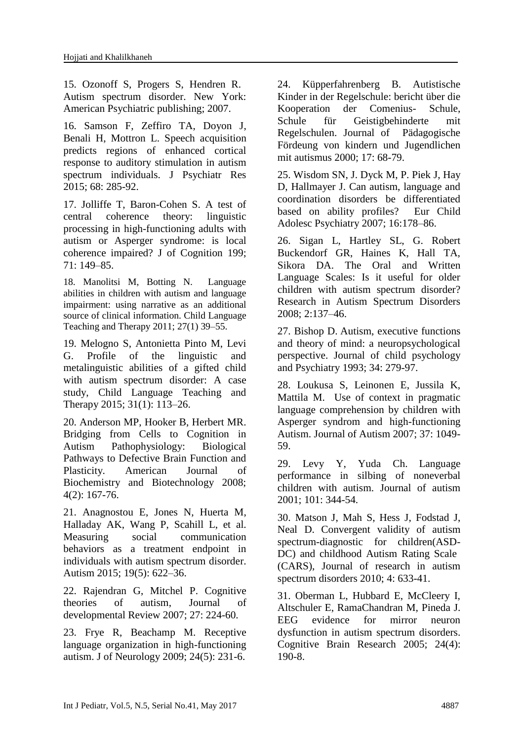15. Ozonoff S, Progers S, Hendren R. Autism spectrum disorder. New York: American Psychiatric publishing; 2007.

16. Samson F, Zeffiro TA, Doyon J, Benali H, Mottron L. Speech acquisition predicts regions of enhanced cortical response to auditory stimulation in autism spectrum individuals. J Psychiatr Res 2015; 68: 285-92.

17. Jolliffe T, Baron-Cohen S. A test of central coherence theory: linguistic processing in high-functioning adults with autism or Asperger syndrome: is local coherence impaired? J of Cognition 199; 71: 149–85.

18. Manolitsi M, Botting N. Language abilities in children with autism and language impairment: using narrative as an additional source of clinical information. Child Language Teaching and Therapy 2011; 27(1) 39–55.

19. Melogno S, Antonietta Pinto M, Levi G. Profile of the linguistic and metalinguistic abilities of a gifted child with autism spectrum disorder: A case study, Child Language Teaching and Therapy 2015; 31(1): 113–26.

20. Anderson MP, Hooker B, Herbert MR. Bridging from Cells to Cognition in Autism Pathophysiology: Biological Pathways to Defective Brain Function and Plasticity. American Journal of Biochemistry and Biotechnology 2008; 4(2): 167-76.

21. Anagnostou E, Jones N, Huerta M, Halladay AK, Wang P, Scahill L, et al. Measuring social communication behaviors as a treatment endpoint in individuals with autism spectrum disorder. Autism 2015; 19(5): 622–36.

22. Rajendran G, Mitchel P. Cognitive theories of autism, Journal of developmental Review 2007; 27: 224-60.

23. Frye R, Beachamp M. Receptive language organization in high-functioning autism. J of Neurology 2009; 24(5): 231-6.

24. Küpperfahrenberg B. Autistische Kinder in der Regelschule: bericht über die Kooperation der Comenius- Schule, Schule für Geistigbehinderte mit Regelschulen. Journal of Pädagogische Fördeung von kindern und Jugendlichen mit autismus 2000; 17: 68-79.

25. Wisdom SN, J. Dyck M, P. Piek J, Hay D, Hallmayer J. Can autism, language and coordination disorders be differentiated based on ability profiles? Eur Child Adolesc Psychiatry 2007; 16:178–86.

26. Sigan L, Hartley SL, G. Robert Buckendorf GR, Haines K, Hall TA, Sikora DA. The Oral and Written Language Scales: Is it useful for older children with autism spectrum disorder? Research in Autism Spectrum Disorders 2008; 2:137–46.

27. Bishop D. Autism, executive functions and theory of mind: a neuropsychological perspective. Journal of child psychology and Psychiatry 1993; 34: 279-97.

28. Loukusa S, Leinonen E, Jussila K, Mattila M. Use of context in pragmatic language comprehension by children with Asperger syndrom and high-functioning Autism. Journal of Autism 2007; 37: 1049-59.

29. Levy Y, Yuda Ch. Language performance in silbing of noneverbal children with autism. Journal of autism 2001; 101: 344-54.

30. Matson J, Mah S, Hess J, Fodstad J, Neal D. Convergent validity of autism spectrum-diagnostic for children(ASD-DC) and childhood Autism Rating Scale (CARS), Journal of research in autism spectrum disorders 2010; 4: 633-41.

31. Oberman L, Hubbard E, McCleery I, Altschuler E, RamaChandran M, Pineda J. EEG evidence for mirror neuron dysfunction in autism spectrum disorders. Cognitive Brain Research 2005; 24(4): 190-8.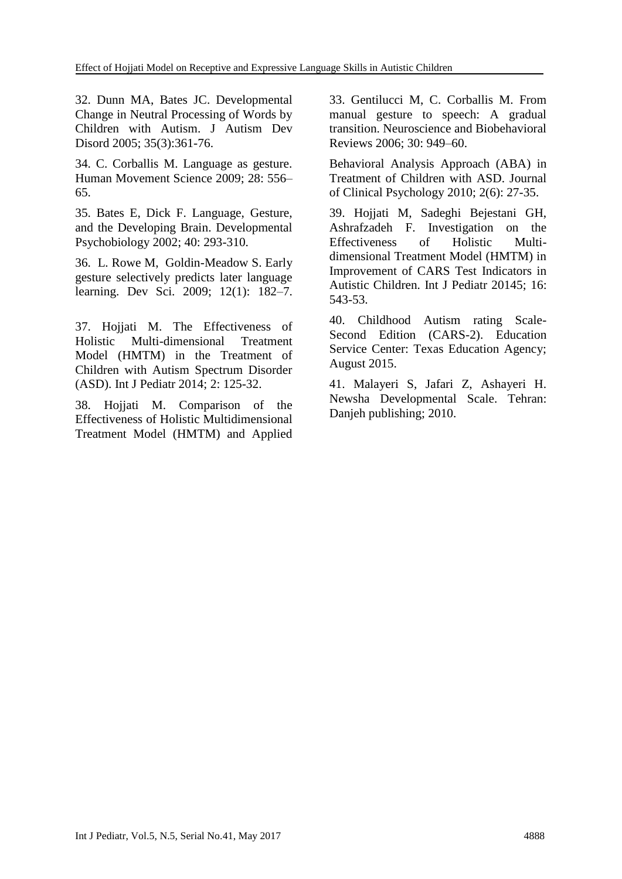32. Dunn MA, Bates JC. Developmental Change in Neutral Processing of Words by Children with Autism. J Autism Dev Disord 2005; 35(3):361-76.

34. C. Corballis M. Language as gesture. Human Movement Science 2009; 28: 556–65.

35. Bates E, Dick F. Language, Gesture, and the Developing Brain. Developmental Psychobiology 2002; 40: 293-310.

36. L. Rowe M, Goldin-Meadow S. Early gesture selectively predicts later language learning. Dev Sci. 2009; 12(1): 182–7.

37. Hojjati M. The Effectiveness of Holistic Multi-dimensional Treatment Model (HMTM) in the Treatment of Children with Autism Spectrum Disorder (ASD). Int J Pediatr 2014; 2: 125-32.

38. Hojjati M. Comparison of the Effectiveness of Holistic Multidimensional Treatment Model (HMTM) and Applied

33. Gentilucci M, C. Corballis M. From manual gesture to speech: A gradual transition. Neuroscience and Biobehavioral Reviews 2006; 30: 949–60.

Behavioral Analysis Approach (ABA) in Treatment of Children with ASD. Journal of Clinical Psychology 2010; 2(6): 27-35.

39. Hojjati M, Sadeghi Bejestani GH, Ashrafzadeh F. Investigation on the Effectiveness of Holistic Multi-dimensional Treatment Model (HMTM) in Improvement of CARS Test Indicators in Autistic Children. Int J Pediatr 20145; 16: 543-53.

40. Childhood Autism rating Scale-Second Edition (CARS-2). Education Service Center: Texas Education Agency; August 2015.

41. Malayeri S, Jafari Z, Ashayeri H. Newsha Developmental Scale. Tehran: Danjeh publishing; 2010.